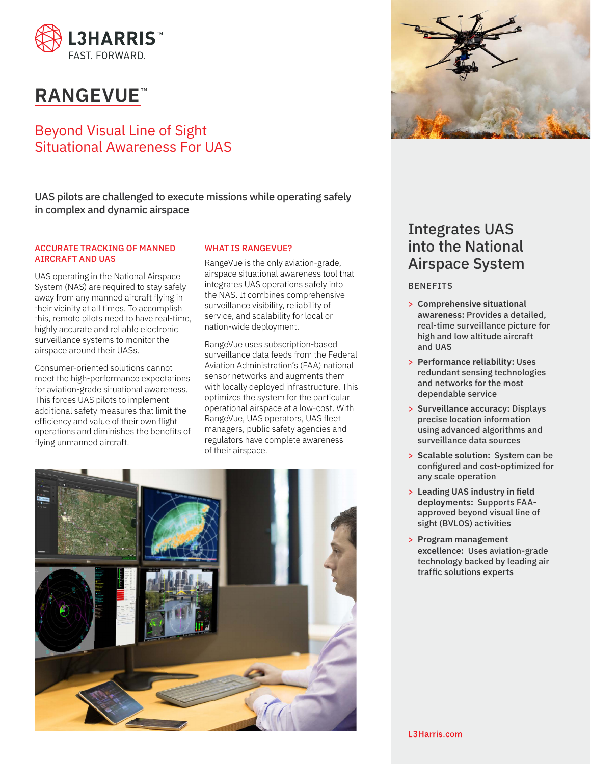L3HARRIS™

FAST. FORWARD.

# RANGEVUE™

## Beyond Visual Line of Sight Situational Awareness For UAS

**UAS pilots are challenged to execute missions while operating safely in complex and dynamic airspace**

### ACCURATE TRACKING OF MANNED AIRCRAFT AND UAS

UAS operating in the National Airspace System (NAS) are required to stay safely away from any manned aircraft flying in their vicinity at all times. To accomplish this, remote pilots need to have real-time, highly accurate and reliable electronic surveillance systems to monitor the airspace around their UASs.

Consumer-oriented solutions cannot meet the high-performance expectations for aviation-grade situational awareness. This forces UAS pilots to implement additional safety measures that limit the efficiency and value of their own flight operations and diminishes the benefits of flying unmanned aircraft.

### WHAT IS RANGEVUE?

RangeVue is the only aviation-grade, airspace situational awareness tool that integrates UAS operations safely into the NAS. It combines comprehensive surveillance visibility, reliability of service, and scalability for local or nation-wide deployment.

RangeVue uses subscription-based surveillance data feeds from the Federal Aviation Administration's (FAA) national sensor networks and augments them with locally deployed infrastructure. This optimizes the system for the particular operational airspace at a low-cost. With RangeVue, UAS operators, UAS fleet managers, public safety agencies and regulators have complete awareness of their airspace.

## Integrates UAS into the National Airspace System

### BENEFITS

- **Comprehensive situational awareness:** Provides a detailed, real-time surveillance picture for high and low altitude aircraft and UAS
- **Performance reliability:** Uses redundant sensing technologies and networks for the most dependable service
- **Surveillance accuracy:** Displays precise location information using advanced algorithms and surveillance data sources
- **Scalable solution:** System can be configured and cost-optimized for any scale operation
- **Leading UAS industry in field deployments:** Supports FAA-approved beyond visual line of sight (BVLOS) activities
- **Program management excellence:** Uses aviation-grade technology backed by leading air traffic solutions experts

L3Harris.com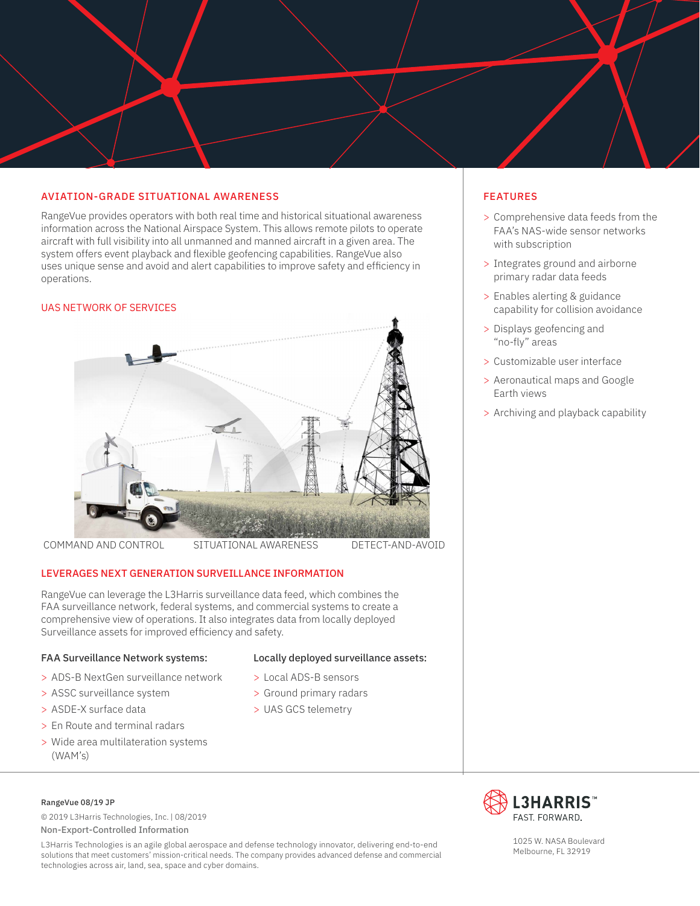## AVIATION-GRADE SITUATIONAL AWARENESS

RangeVue provides operators with both real time and historical situational awareness information across the National Airspace System. This allows remote pilots to operate aircraft with full visibility into all unmanned and manned aircraft in a given area. The system offers event playback and flexible geofencing capabilities. RangeVue also uses unique sense and avoid and alert capabilities to improve safety and efficiency in operations.

### UAS NETWORK OF SERVICES

COMMAND AND CONTROL

SITUATIONAL AWARENESS

DETECT-AND-AVOID

## LEVERAGES NEXT GENERATION SURVEILLANCE INFORMATION

RangeVue can leverage the L3Harris surveillance data feed, which combines the FAA surveillance network, federal systems, and commercial systems to create a comprehensive view of operations. It also integrates data from locally deployed Surveillance assets for improved efficiency and safety.

**FAA Surveillance Network systems:**

- ADS-B NextGen surveillance network
- ASSC surveillance system
- ASDE-X surface data
- En Route and terminal radars
- Wide area multilateration systems (WAM's)

**Locally deployed surveillance assets:**

- Local ADS-B sensors
- Ground primary radars
- UAS GCS telemetry

## FEATURES

- Comprehensive data feeds from the FAA's NAS-wide sensor networks with subscription
- Integrates ground and airborne primary radar data feeds
- Enables alerting & guidance capability for collision avoidance
- Displays geofencing and "no-fly" areas
- Customizable user interface
- Aeronautical maps and Google Earth views
- Archiving and playback capability

**RangeVue 08/19 JP**

© 2019 L3Harris Technologies, Inc. | 08/2019

Non-Export-Controlled Information

L3Harris Technologies is an agile global aerospace and defense technology innovator, delivering end-to-end solutions that meet customers' mission-critical needs. The company provides advanced defense and commercial technologies across air, land, sea, space and cyber domains.

L3HARRIS™
FAST. FORWARD.

1025 W. NASA Boulevard
Melbourne, FL 32919